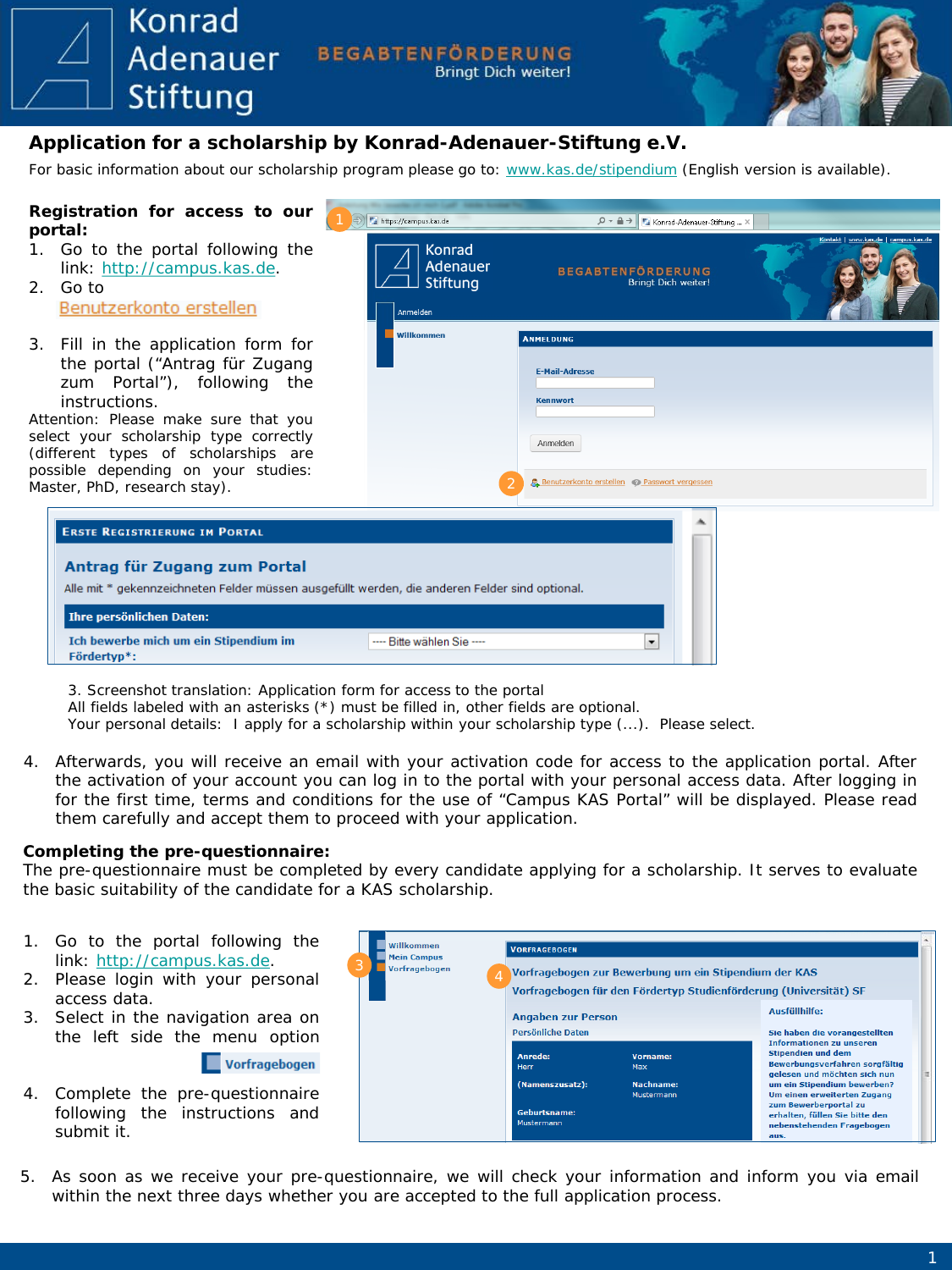# Application for a scholarship by Konrad-Adenauer-Stiftung e.V.

For basic information about our scholarship program please go to: www.kas.de/stipendium (English version is available).

**Registration for access to our portal:**

1. Go to the portal following the link: http://campus.kas.de.
2. Go to Benutzerkonto erstellen
3. Fill in the application form for the portal ("Antrag für Zugang zum Portal"), following the instructions.

Attention: Please make sure that you select your scholarship type correctly (different types of scholarships are possible depending on your studies: Master, PhD, research stay).

3. Screenshot translation: Application form for access to the portal
All fields labeled with an asterisks (*) must be filled in, other fields are optional.
Your personal details: I apply for a scholarship within your scholarship type (...). Please select.

4. Afterwards, you will receive an email with your activation code for access to the application portal. After the activation of your account you can log in to the portal with your personal access data. After logging in for the first time, terms and conditions for the use of "Campus KAS Portal" will be displayed. Please read them carefully and accept them to proceed with your application.

**Completing the pre-questionnaire:**
The pre-questionnaire must be completed by every candidate applying for a scholarship. It serves to evaluate the basic suitability of the candidate for a KAS scholarship.

1. Go to the portal following the link: http://campus.kas.de.
2. Please login with your personal access data.
3. Select in the navigation area on the left side the menu option Vorfragebogen
4. Complete the pre-questionnaire following the instructions and submit it.
5. As soon as we receive your pre-questionnaire, we will check your information and inform you via email within the next three days whether you are accepted to the full application process.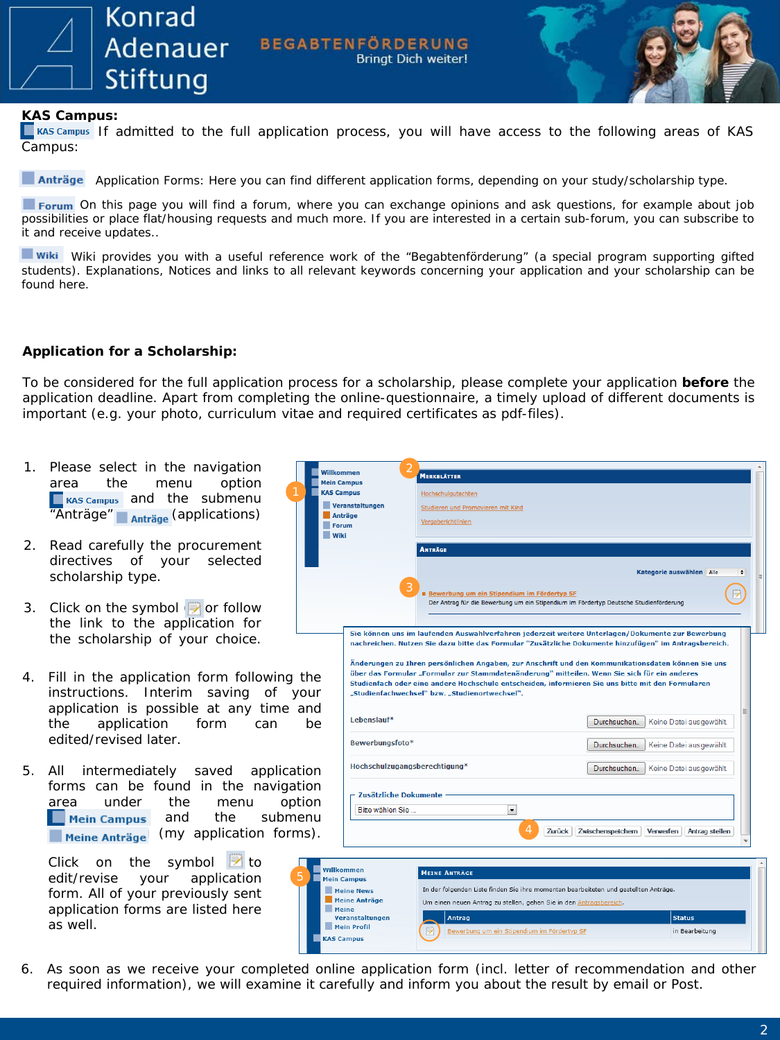**KAS Campus:**

KAS Campus If admitted to the full application process, you will have access to the following areas of KAS Campus:

**Anträge** Application Forms: Here you can find different application forms, depending on your study/scholarship type.

**Forum** On this page you will find a forum, where you can exchange opinions and ask questions, for example about job possibilities or place flat/housing requests and much more. If you are interested in a certain sub-forum, you can subscribe to it and receive updates..

**Wiki** Wiki provides you with a useful reference work of the "Begabtenförderung" (a special program supporting gifted students). Explanations, Notices and links to all relevant keywords concerning your application and your scholarship can be found here.

**Application for a Scholarship:**

To be considered for the full application process for a scholarship, please complete your application **before** the application deadline. Apart from completing the online-questionnaire, a timely upload of different documents is important (e.g. your photo, curriculum vitae and required certificates as pdf-files).

1. Please select in the navigation area the menu option KAS Campus and the submenu "Anträge" Anträge (applications)
2. Read carefully the procurement directives of your selected scholarship type.
3. Click on the symbol or follow the link to the application for the scholarship of your choice.
4. Fill in the application form following the instructions. Interim saving of your application is possible at any time and the application form can be edited/revised later.
5. All intermediately saved application forms can be found in the navigation area under the menu option Mein Campus and the submenu Meine Anträge (my application forms).

   Click on the symbol to edit/revise your application form. All of your previously sent application forms are listed here as well.
6. As soon as we receive your completed online application form (incl. letter of recommendation and other required information), we will examine it carefully and inform you about the result by email or Post.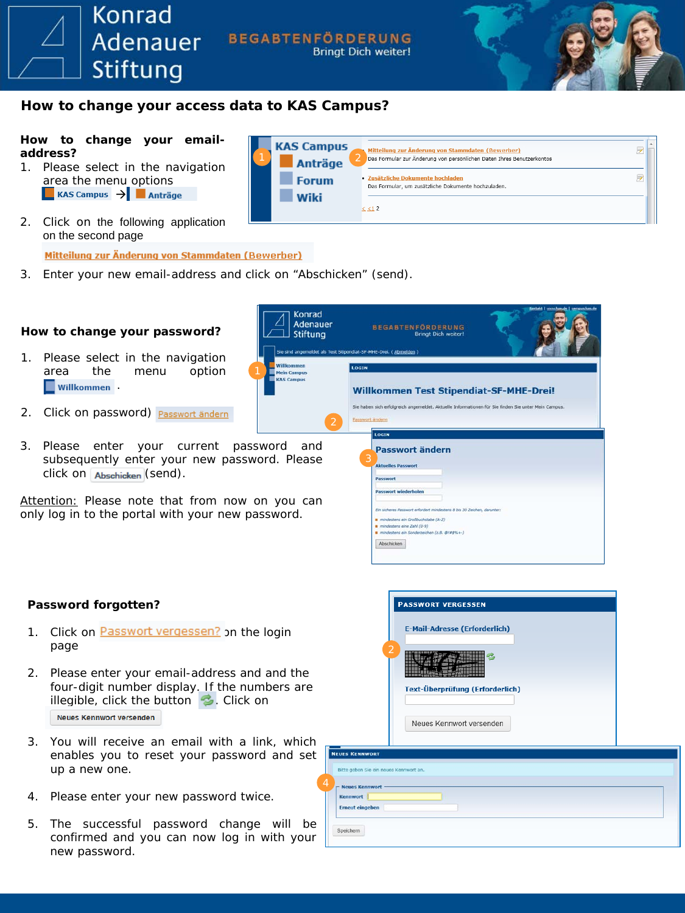# How to change your access data to KAS Campus?

## How to change your email-address?

1. Please select in the navigation area the menu options KAS Campus → Anträge
2. Click on the following application on the second page

   Mitteilung zur Änderung von Stammdaten (Bewerber)
3. Enter your new email-address and click on "Abschicken" (send).

## How to change your password?

1. Please select in the navigation area the menu option Willkommen .
2. Click on password) Passwort ändern
3. Please enter your current password and subsequently enter your new password. Please click on Abschicken (send).

Attention: Please note that from now on you can only log in to the portal with your new password.

## Password forgotten?

1. Click on Passwort vergessen? on the login page
2. Please enter your email-address and and the four-digit number display. If the numbers are illegible, click the button . Click on Neues Kennwort versenden
3. You will receive an email with a link, which enables you to reset your password and set up a new one.
4. Please enter your new password twice.
5. The successful password change will be confirmed and you can now log in with your new password.